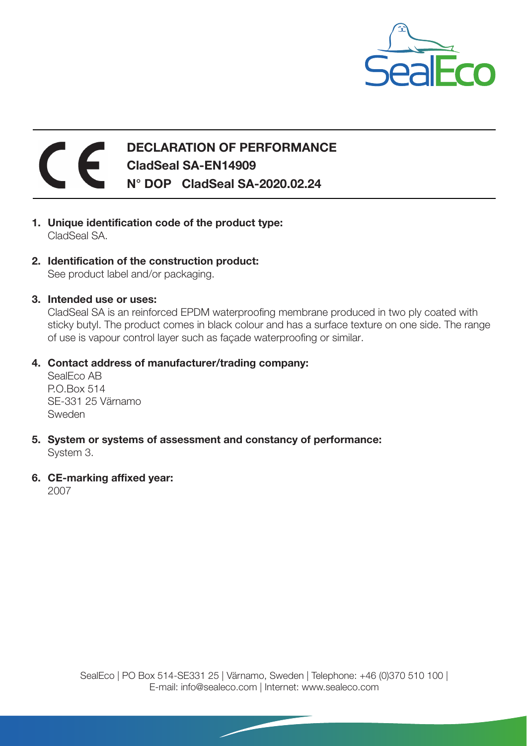# DECLARATION OF PERFORMANCE

## CladSeal SA-EN14909

## N° DOP CladSeal SA-2020.02.24

1. **Unique identification code of the product type:**
   CladSeal SA.

2. **Identification of the construction product:**
   See product label and/or packaging.

3. **Intended use or uses:**
   CladSeal SA is an reinforced EPDM waterproofing membrane produced in two ply coated with sticky butyl. The product comes in black colour and has a surface texture on one side. The range of use is vapour control layer such as façade waterproofing or similar.

4. **Contact address of manufacturer/trading company:**
   SealEco AB
   P.O.Box 514
   SE-331 25 Värnamo
   Sweden

5. **System or systems of assessment and constancy of performance:**
   System 3.

6. **CE-marking affixed year:**
   2007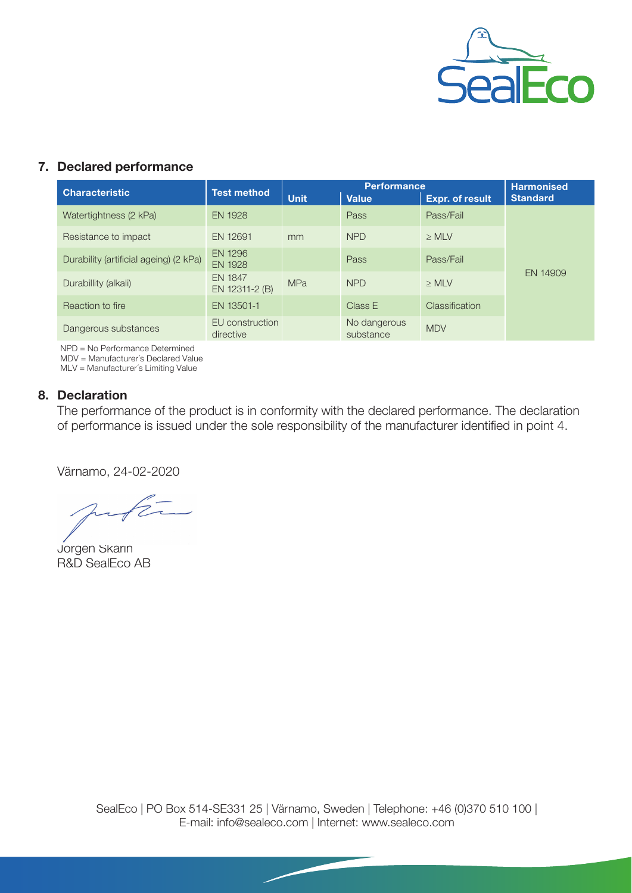## 7. Declared performance

| Characteristic | Test method | Performance | | | Harmonised Standard |
|---|---|---|---|---|---|
| | | Unit | Value | Expr. of result | |
| Watertightness (2 kPa) | EN 1928 | | Pass | Pass/Fail | EN 14909 |
| Resistance to impact | EN 12691 | mm | NPD | ≥ MLV | |
| Durability (artificial ageing) (2 kPa) | EN 1296<br>EN 1928 | | Pass | Pass/Fail | |
| Durabillity (alkali) | EN 1847<br>EN 12311-2 (B) | MPa | NPD | ≥ MLV | |
| Reaction to fire | EN 13501-1 | | Class E | Classification | |
| Dangerous substances | EU construction directive | | No dangerous substance | MDV | |

NPD = No Performance Determined
MDV = Manufacturer´s Declared Value
MLV = Manufacturer´s Limiting Value

## 8. Declaration

The performance of the product is in conformity with the declared performance. The declaration of performance is issued under the sole responsibility of the manufacturer identified in point 4.

Värnamo, 24-02-2020

Jörgen Skarin
R&D SealEco AB

SealEco | PO Box 514-SE331 25 | Värnamo, Sweden | Telephone: +46 (0)370 510 100 |
E-mail: info@sealeco.com | Internet: www.sealeco.com